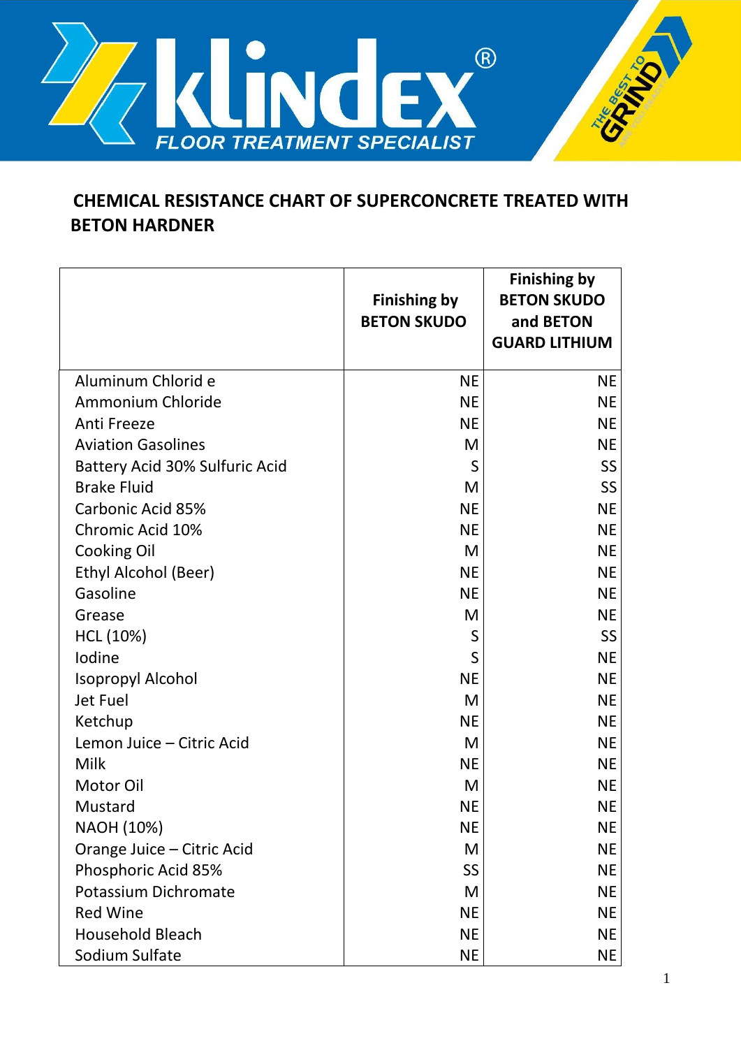## CHEMICAL RESISTANCE CHART OF SUPERCONCRETE TREATED WITH BETON HARDNER

| | Finishing by BETON SKUDO | Finishing by BETON SKUDO and BETON GUARD LITHIUM |
|---|---|---|
| Aluminum Chlorid e | NE | NE |
| Ammonium Chloride | NE | NE |
| Anti Freeze | NE | NE |
| Aviation Gasolines | M | NE |
| Battery Acid 30% Sulfuric Acid | S | SS |
| Brake Fluid | M | SS |
| Carbonic Acid 85% | NE | NE |
| Chromic Acid 10% | NE | NE |
| Cooking Oil | M | NE |
| Ethyl Alcohol (Beer) | NE | NE |
| Gasoline | NE | NE |
| Grease | M | NE |
| HCL (10%) | S | SS |
| Iodine | S | NE |
| Isopropyl Alcohol | NE | NE |
| Jet Fuel | M | NE |
| Ketchup | NE | NE |
| Lemon Juice – Citric Acid | M | NE |
| Milk | NE | NE |
| Motor Oil | M | NE |
| Mustard | NE | NE |
| NAOH (10%) | NE | NE |
| Orange Juice – Citric Acid | M | NE |
| Phosphoric Acid 85% | SS | NE |
| Potassium Dichromate | M | NE |
| Red Wine | NE | NE |
| Household Bleach | NE | NE |
| Sodium Sulfate | NE | NE |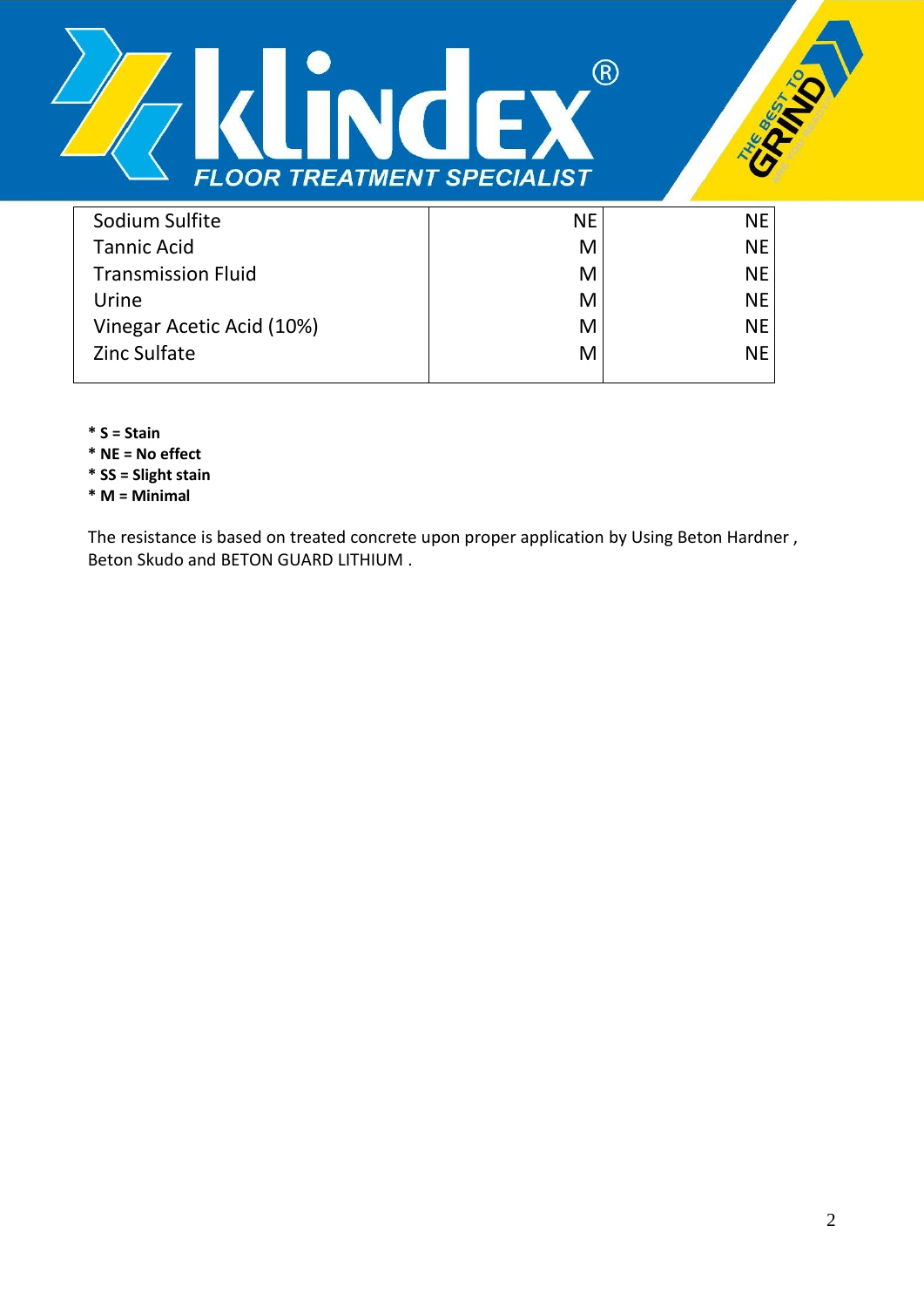| | | |
|---|---|---|
| Sodium Sulfite | NE | NE |
| Tannic Acid | M | NE |
| Transmission Fluid | M | NE |
| Urine | M | NE |
| Vinegar Acetic Acid (10%) | M | NE |
| Zinc Sulfate | M | NE |

**\* S = Stain**
**\* NE = No effect**
**\* SS = Slight stain**
**\* M = Minimal**

The resistance is based on treated concrete upon proper application by Using Beton Hardner , Beton Skudo and BETON GUARD LITHIUM .